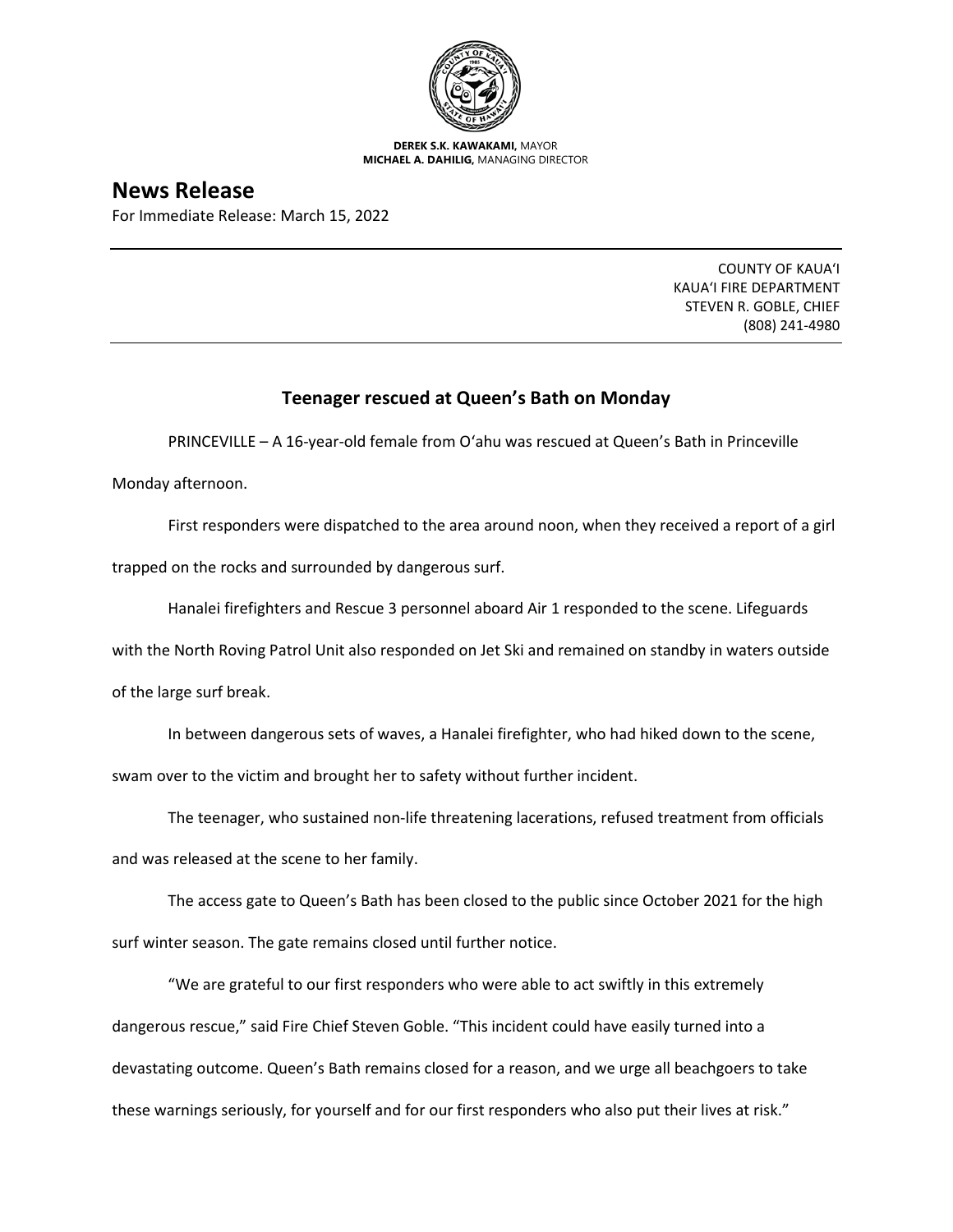**DEREK S.K. KAWAKAMI,** MAYOR
**MICHAEL A. DAHILIG,** MANAGING DIRECTOR

# News Release

For Immediate Release: March 15, 2022

COUNTY OF KAUAʻI
KAUAʻI FIRE DEPARTMENT
STEVEN R. GOBLE, CHIEF
(808) 241-4980

## Teenager rescued at Queen's Bath on Monday

PRINCEVILLE – A 16-year-old female from Oʻahu was rescued at Queen's Bath in Princeville Monday afternoon.

First responders were dispatched to the area around noon, when they received a report of a girl trapped on the rocks and surrounded by dangerous surf.

Hanalei firefighters and Rescue 3 personnel aboard Air 1 responded to the scene. Lifeguards with the North Roving Patrol Unit also responded on Jet Ski and remained on standby in waters outside of the large surf break.

In between dangerous sets of waves, a Hanalei firefighter, who had hiked down to the scene, swam over to the victim and brought her to safety without further incident.

The teenager, who sustained non-life threatening lacerations, refused treatment from officials and was released at the scene to her family.

The access gate to Queen's Bath has been closed to the public since October 2021 for the high surf winter season. The gate remains closed until further notice.

"We are grateful to our first responders who were able to act swiftly in this extremely dangerous rescue," said Fire Chief Steven Goble. "This incident could have easily turned into a devastating outcome. Queen's Bath remains closed for a reason, and we urge all beachgoers to take these warnings seriously, for yourself and for our first responders who also put their lives at risk."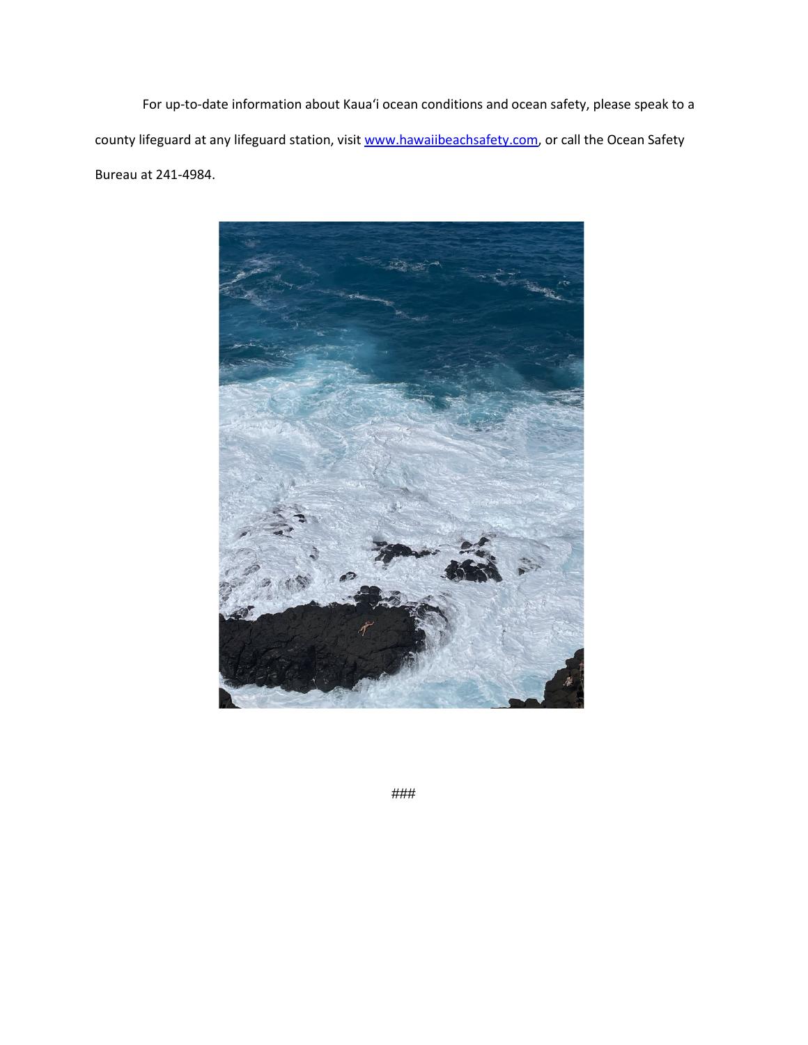For up-to-date information about Kaua'i ocean conditions and ocean safety, please speak to a county lifeguard at any lifeguard station, visit www.hawaiibeachsafety.com, or call the Ocean Safety Bureau at 241-4984.

###